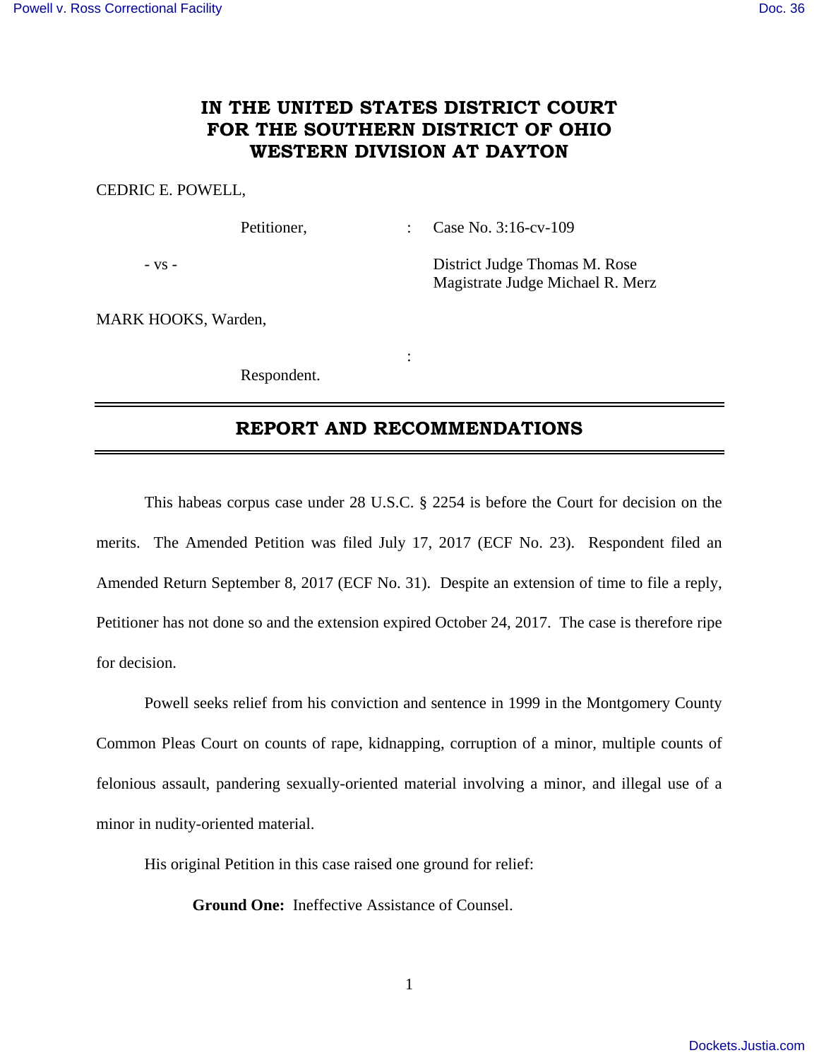# IN THE UNITED STATES DISTRICT COURT FOR THE SOUTHERN DISTRICT OF OHIO WESTERN DIVISION AT DAYTON

CEDRIC E. POWELL,

Petitioner, : Case No. 3:16-cv-109

\- vs - District Judge Thomas M. Rose
Magistrate Judge Michael R. Merz

MARK HOOKS, Warden,

:

Respondent.

## REPORT AND RECOMMENDATIONS

This habeas corpus case under 28 U.S.C. § 2254 is before the Court for decision on the merits. The Amended Petition was filed July 17, 2017 (ECF No. 23). Respondent filed an Amended Return September 8, 2017 (ECF No. 31). Despite an extension of time to file a reply, Petitioner has not done so and the extension expired October 24, 2017. The case is therefore ripe for decision.

Powell seeks relief from his conviction and sentence in 1999 in the Montgomery County Common Pleas Court on counts of rape, kidnapping, corruption of a minor, multiple counts of felonious assault, pandering sexually-oriented material involving a minor, and illegal use of a minor in nudity-oriented material.

His original Petition in this case raised one ground for relief:

> **Ground One:** Ineffective Assistance of Counsel.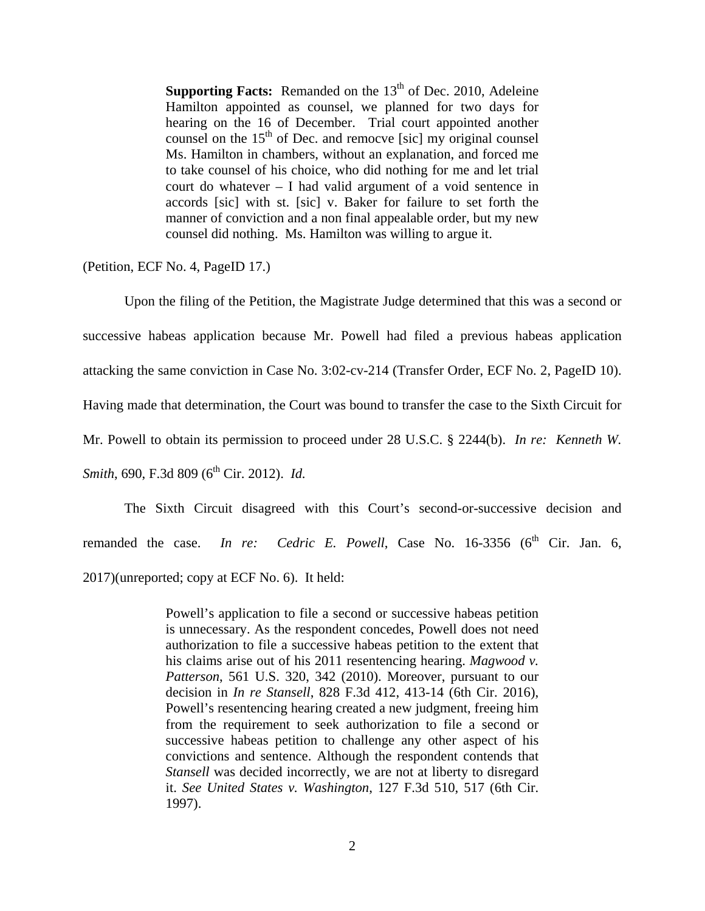> **Supporting Facts:** Remanded on the 13th of Dec. 2010, Adeleine Hamilton appointed as counsel, we planned for two days for hearing on the 16 of December. Trial court appointed another counsel on the 15th of Dec. and remocve [sic] my original counsel Ms. Hamilton in chambers, without an explanation, and forced me to take counsel of his choice, who did nothing for me and let trial court do whatever – I had valid argument of a void sentence in accords [sic] with st. [sic] v. Baker for failure to set forth the manner of conviction and a non final appealable order, but my new counsel did nothing. Ms. Hamilton was willing to argue it.

(Petition, ECF No. 4, PageID 17.)

Upon the filing of the Petition, the Magistrate Judge determined that this was a second or successive habeas application because Mr. Powell had filed a previous habeas application attacking the same conviction in Case No. 3:02-cv-214 (Transfer Order, ECF No. 2, PageID 10). Having made that determination, the Court was bound to transfer the case to the Sixth Circuit for Mr. Powell to obtain its permission to proceed under 28 U.S.C. § 2244(b). *In re: Kenneth W. Smith*, 690, F.3d 809 (6th Cir. 2012). *Id.*

The Sixth Circuit disagreed with this Court's second-or-successive decision and remanded the case. *In re: Cedric E. Powell*, Case No. 16-3356 (6th Cir. Jan. 6, 2017)(unreported; copy at ECF No. 6). It held:

> Powell's application to file a second or successive habeas petition is unnecessary. As the respondent concedes, Powell does not need authorization to file a successive habeas petition to the extent that his claims arise out of his 2011 resentencing hearing. *Magwood v. Patterson*, 561 U.S. 320, 342 (2010). Moreover, pursuant to our decision in *In re Stansell*, 828 F.3d 412, 413-14 (6th Cir. 2016), Powell's resentencing hearing created a new judgment, freeing him from the requirement to seek authorization to file a second or successive habeas petition to challenge any other aspect of his convictions and sentence. Although the respondent contends that *Stansell* was decided incorrectly, we are not at liberty to disregard it. *See United States v. Washington*, 127 F.3d 510, 517 (6th Cir. 1997).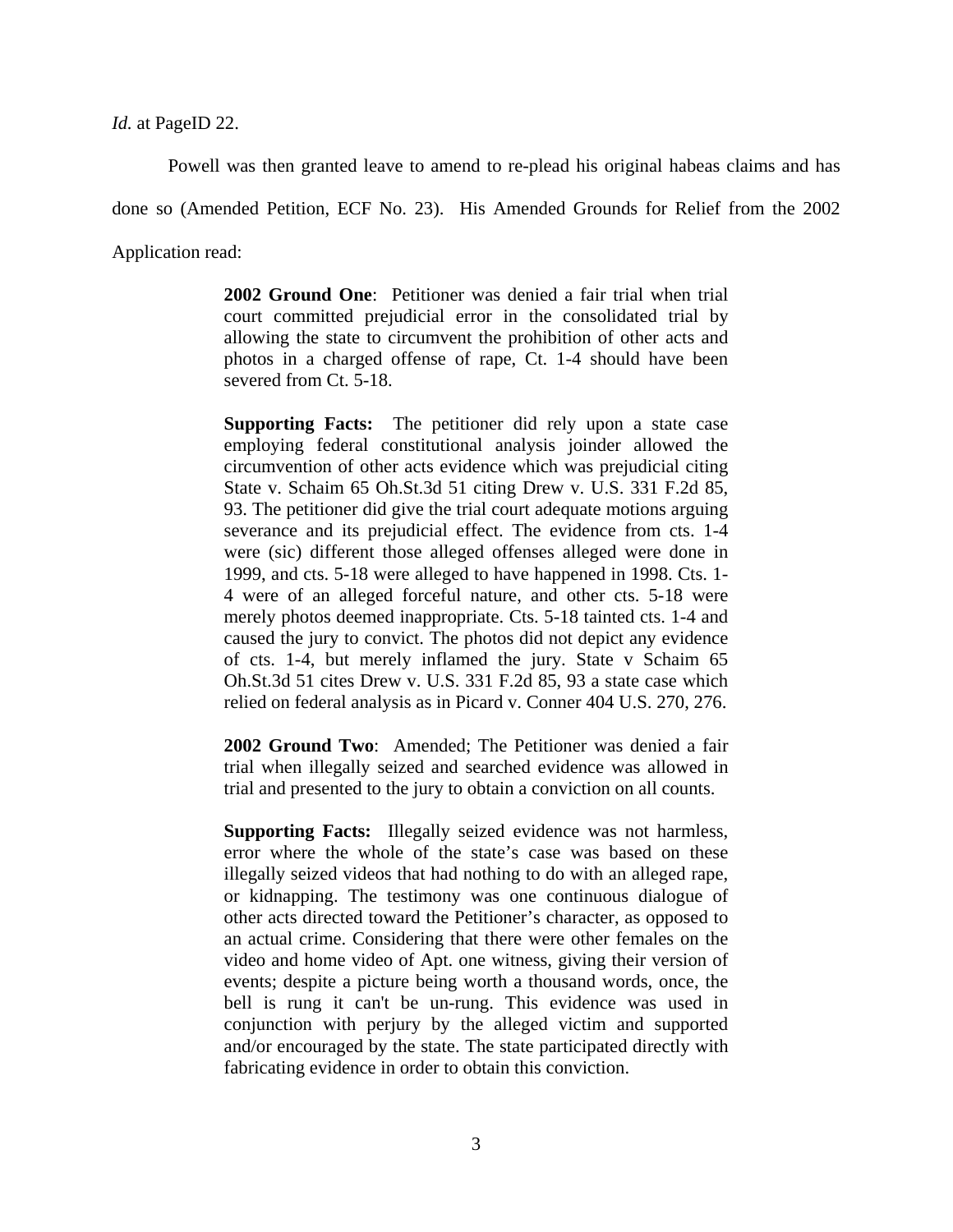*Id.* at PageID 22.

Powell was then granted leave to amend to re-plead his original habeas claims and has done so (Amended Petition, ECF No. 23). His Amended Grounds for Relief from the 2002 Application read:

> **2002 Ground One**: Petitioner was denied a fair trial when trial court committed prejudicial error in the consolidated trial by allowing the state to circumvent the prohibition of other acts and photos in a charged offense of rape, Ct. 1-4 should have been severed from Ct. 5-18.
>
> **Supporting Facts:** The petitioner did rely upon a state case employing federal constitutional analysis joinder allowed the circumvention of other acts evidence which was prejudicial citing State v. Schaim 65 Oh.St.3d 51 citing Drew v. U.S. 331 F.2d 85, 93. The petitioner did give the trial Court adequate motions arguing severance and its prejudicial effect. The evidence from cts. 1-4 were (sic) different those alleged offenses alleged were done in 1999, and cts. 5-18 were alleged to have happened in 1998. Cts. 1-4 were of an alleged forceful nature, and other cts. 5-18 were merely photos deemed inappropriate. Cts. 5-18 tainted cts. 1-4 and caused the jury to convict. The photos did not depict any evidence of cts. 1-4, but merely inflamed the jury. State v Schaim 65 Oh.St.3d 51 cites Drew v. U.S. 331 F.2d 85, 93 a state case which relied on federal analysis as in Picard v. Conner 404 U.S. 270, 276.
>
> **2002 Ground Two**: Amended; The Petitioner was denied a fair trial when illegally seized and searched evidence was allowed in trial and presented to the jury to obtain a conviction on all counts.
>
> **Supporting Facts:** Illegally seized evidence was not harmless, error where the whole of the state's case was based on these illegally seized videos that had nothing to do with an alleged rape, or kidnapping. The testimony was one continuous dialogue of other acts directed toward the Petitioner's character, as opposed to an actual crime. Considering that there were other females on the video and home video of Apt. one witness, giving their version of events; despite a picture being worth a thousand words, once, the bell is rung it can't be un-rung. This evidence was used in conjunction with perjury by the alleged victim and supported and/or encouraged by the state. The state participated directly with fabricating evidence in order to obtain this conviction.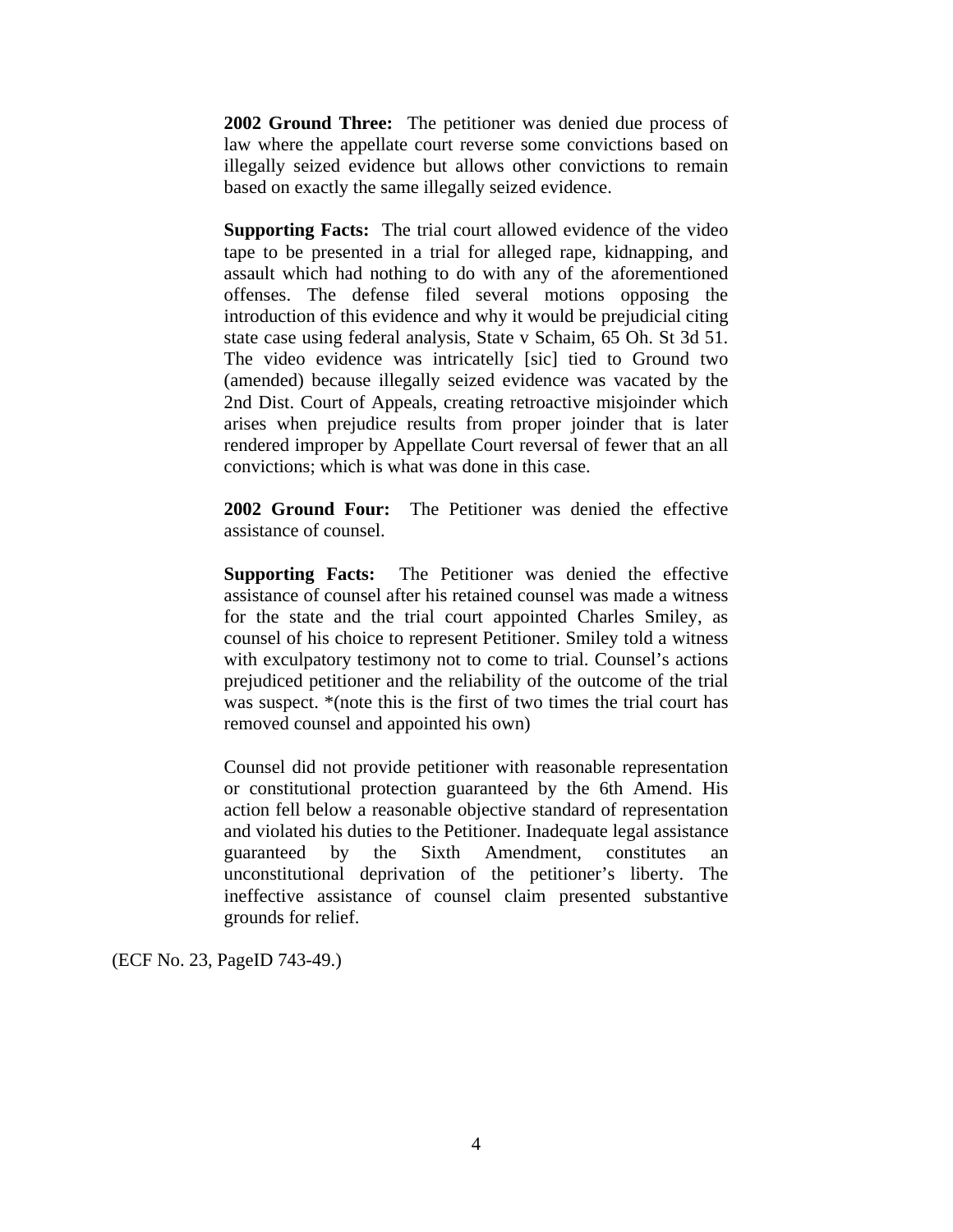**2002 Ground Three:** The petitioner was denied due process of law where the appellate court reverse some convictions based on illegally seized evidence but allows other convictions to remain based on exactly the same illegally seized evidence.

**Supporting Facts:** The trial court allowed evidence of the video tape to be presented in a trial for alleged rape, kidnapping, and assault which had nothing to do with any of the aforementioned offenses. The defense filed several motions opposing the introduction of this evidence and why it would be prejudicial citing state case using federal analysis, State v Schaim, 65 Oh. St 3d 51. The video evidence was intricatelly [sic] tied to Ground two (amended) because illegally seized evidence was vacated by the 2nd Dist. Court of Appeals, creating retroactive misjoinder which arises when prejudice results from proper joinder that is later rendered improper by Appellate Court reversal of fewer that an all convictions; which is what was done in this case.

**2002 Ground Four:** The Petitioner was denied the effective assistance of counsel.

**Supporting Facts:** The Petitioner was denied the effective assistance of counsel after his retained counsel was made a witness for the state and the trial court appointed Charles Smiley, as counsel of his choice to represent Petitioner. Smiley told a witness with exculpatory testimony not to come to trial. Counsel's actions prejudiced petitioner and the reliability of the outcome of the trial was suspect. *(note this is the first of two times the trial court has removed counsel and appointed his own)

Counsel did not provide petitioner with reasonable representation or constitutional protection guaranteed by the 6th Amend. His action fell below a reasonable objective standard of representation and violated his duties to the Petitioner. Inadequate legal assistance guaranteed by the Sixth Amendment, constitutes an unconstitutional deprivation of the petitioner's liberty. The ineffective assistance of counsel claim presented substantive grounds for relief.

(ECF No. 23, PageID 743-49.)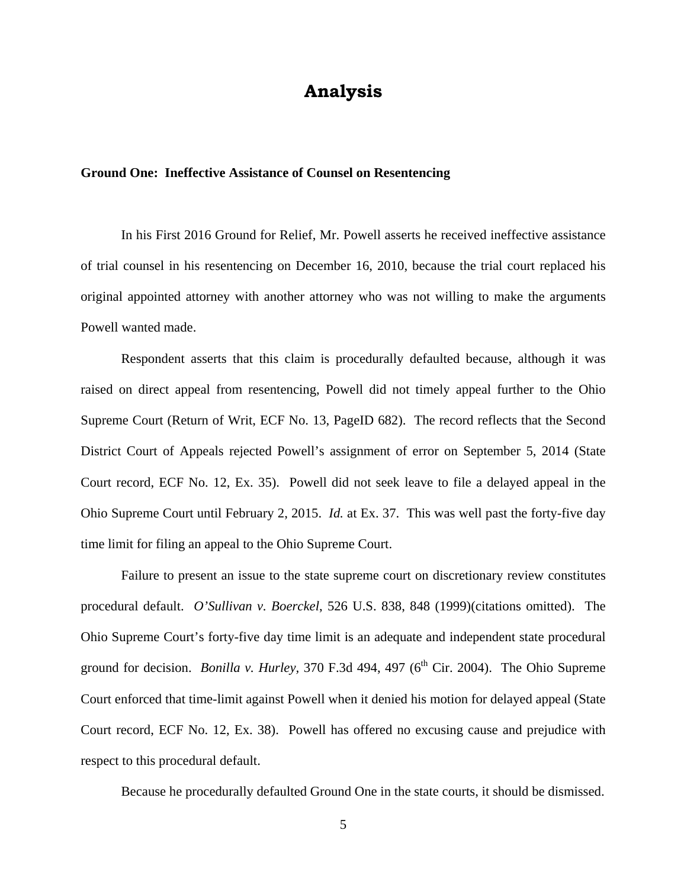## Analysis

**Ground One: Ineffective Assistance of Counsel on Resentencing**

In his First 2016 Ground for Relief, Mr. Powell asserts he received ineffective assistance of trial counsel in his resentencing on December 16, 2010, because the trial court replaced his original appointed attorney with another attorney who was not willing to make the arguments Powell wanted made.

Respondent asserts that this claim is procedurally defaulted because, although it was raised on direct appeal from resentencing, Powell did not timely appeal further to the Ohio Supreme Court (Return of Writ, ECF No. 13, PageID 682). The record reflects that the Second District Court of Appeals rejected Powell's assignment of error on September 5, 2014 (State Court record, ECF No. 12, Ex. 35). Powell did not seek leave to file a delayed appeal in the Ohio Supreme Court until February 2, 2015. *Id.* at Ex. 37. This was well past the forty-five day time limit for filing an appeal to the Ohio Supreme Court.

Failure to present an issue to the state supreme court on discretionary review constitutes procedural default. *O'Sullivan v. Boerckel*, 526 U.S. 838, 848 (1999)(citations omitted). The Ohio Supreme Court's forty-five day time limit is an adequate and independent state procedural ground for decision. *Bonilla v. Hurley*, 370 F.3d 494, 497 (6th Cir. 2004). The Ohio Supreme Court enforced that time-limit against Powell when it denied his motion for delayed appeal (State Court record, ECF No. 12, Ex. 38). Powell has offered no excusing cause and prejudice with respect to this procedural default.

Because he procedurally defaulted Ground One in the state courts, it should be dismissed.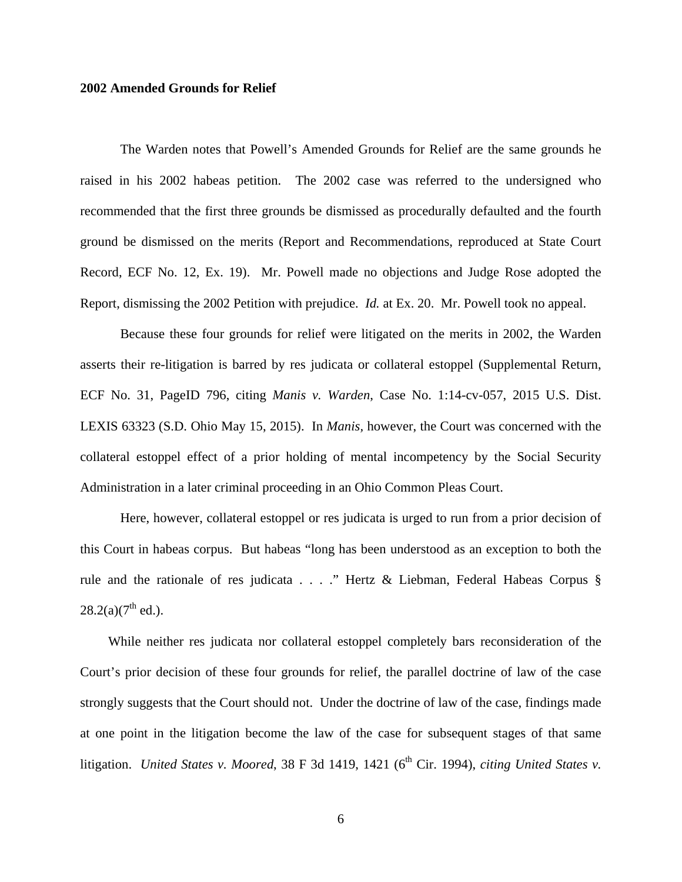**2002 Amended Grounds for Relief**

The Warden notes that Powell's Amended Grounds for Relief are the same grounds he raised in his 2002 habeas petition. The 2002 case was referred to the undersigned who recommended that the first three grounds be dismissed as procedurally defaulted and the fourth ground be dismissed on the merits (Report and Recommendations, reproduced at State Court Record, ECF No. 12, Ex. 19). Mr. Powell made no objections and Judge Rose adopted the Report, dismissing the 2002 Petition with prejudice. *Id.* at Ex. 20. Mr. Powell took no appeal.

Because these four grounds for relief were litigated on the merits in 2002, the Warden asserts their re-litigation is barred by res judicata or collateral estoppel (Supplemental Return, ECF No. 31, PageID 796, citing *Manis v. Warden*, Case No. 1:14-cv-057, 2015 U.S. Dist. LEXIS 63323 (S.D. Ohio May 15, 2015). In *Manis*, however, the Court was concerned with the collateral estoppel effect of a prior holding of mental incompetency by the Social Security Administration in a later criminal proceeding in an Ohio Common Pleas Court.

Here, however, collateral estoppel or res judicata is urged to run from a prior decision of this Court in habeas corpus. But habeas "long has been understood as an exception to both the rule and the rationale of res judicata . . . ." Hertz & Liebman, Federal Habeas Corpus § 28.2(a)(7th ed.).

While neither res judicata nor collateral estoppel completely bars reconsideration of the Court's prior decision of these four grounds for relief, the parallel doctrine of law of the case strongly suggests that the Court should not. Under the doctrine of law of the case, findings made at one point in the litigation become the law of the case for subsequent stages of that same litigation. *United States v. Moored*, 38 F 3d 1419, 1421 (6th Cir. 1994), *citing United States v.*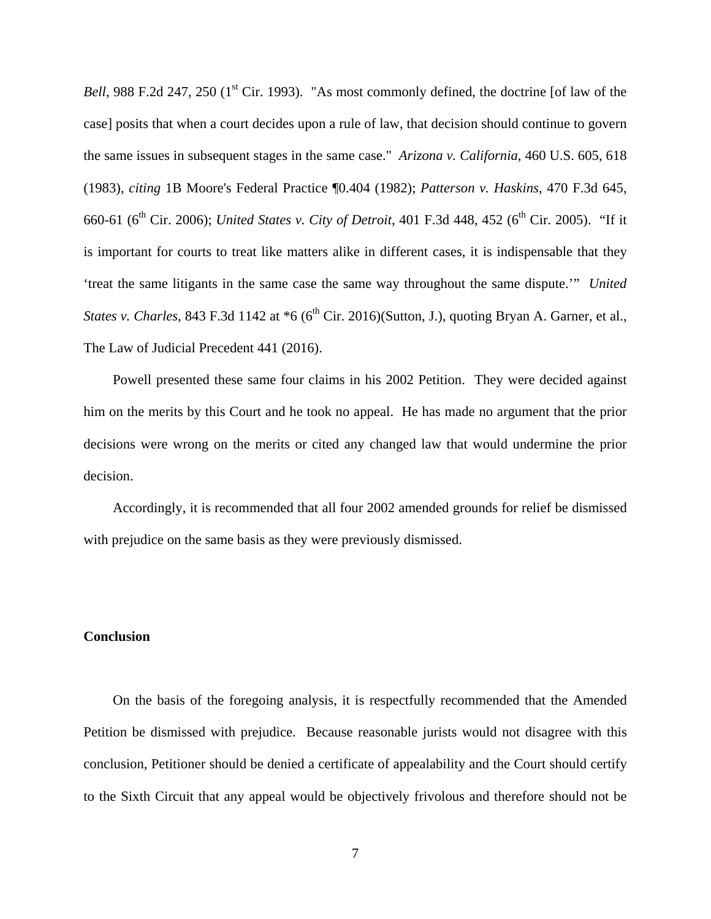*Bell*, 988 F.2d 247, 250 (1st Cir. 1993). "As most commonly defined, the doctrine [of law of the case] posits that when a court decides upon a rule of law, that decision should continue to govern the same issues in subsequent stages in the same case." *Arizona v. California*, 460 U.S. 605, 618 (1983), *citing* 1B Moore's Federal Practice ¶0.404 (1982); *Patterson v. Haskins*, 470 F.3d 645, 660-61 (6th Cir. 2006); *United States v. City of Detroit*, 401 F.3d 448, 452 (6th Cir. 2005). "If it is important for courts to treat like matters alike in different cases, it is indispensable that they 'treat the same litigants in the same case the same way throughout the same dispute.'" *United States v. Charles*, 843 F.3d 1142 at *6 (6th Cir. 2016)(Sutton, J.), quoting Bryan A. Garner, et al., The Law of Judicial Precedent 441 (2016).

Powell presented these same four claims in his 2002 Petition. They were decided against him on the merits by this Court and he took no appeal. He has made no argument that the prior decisions were wrong on the merits or cited any changed law that would undermine the prior decision.

Accordingly, it is recommended that all four 2002 amended grounds for relief be dismissed with prejudice on the same basis as they were previously dismissed.

**Conclusion**

On the basis of the foregoing analysis, it is respectfully recommended that the Amended Petition be dismissed with prejudice. Because reasonable jurists would not disagree with this conclusion, Petitioner should be denied a certificate of appealability and the Court should certify to the Sixth Circuit that any appeal would be objectively frivolous and therefore should not be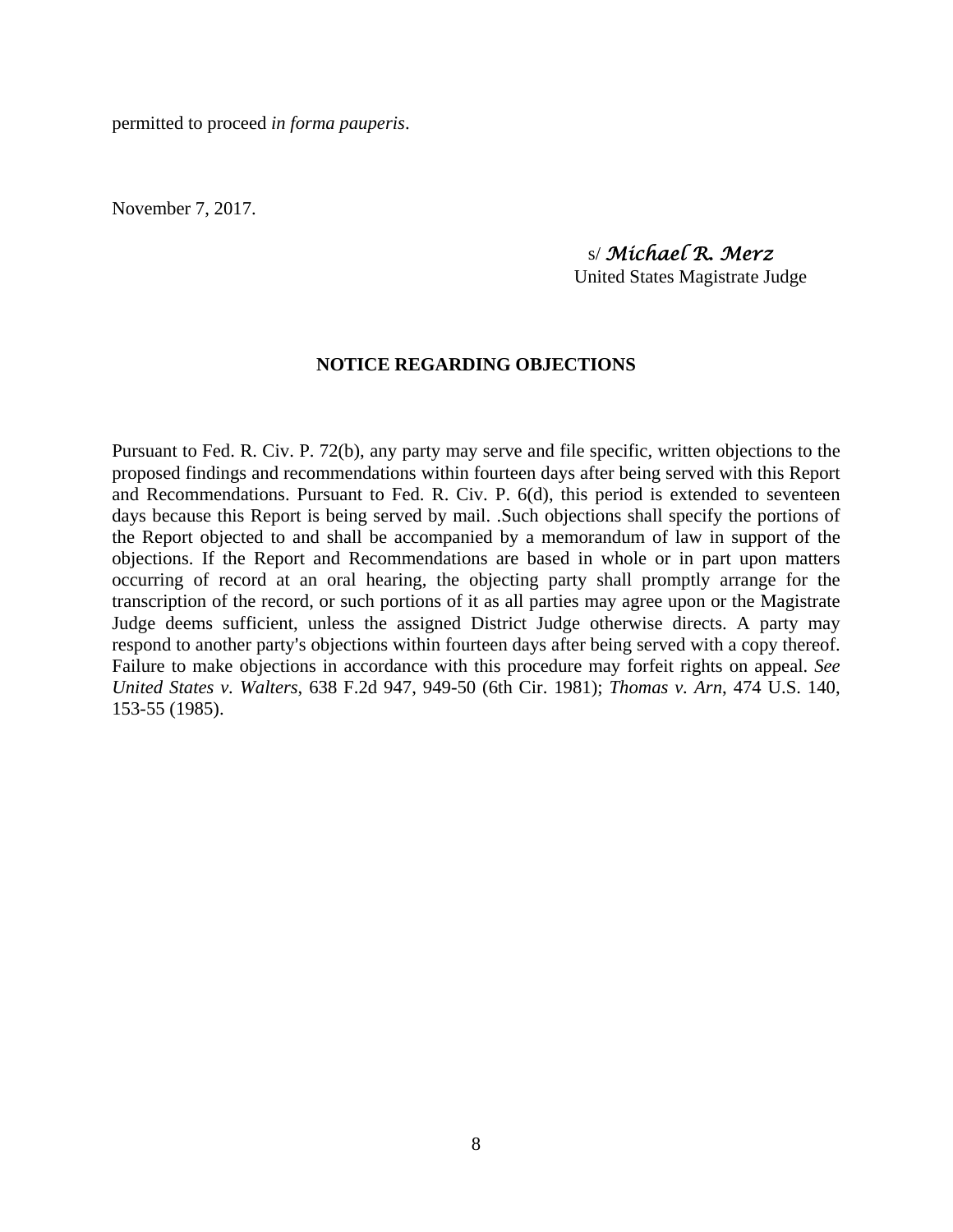permitted to proceed *in forma pauperis*.

November 7, 2017.

s/ *Michael R. Merz*
United States Magistrate Judge

**NOTICE REGARDING OBJECTIONS**

Pursuant to Fed. R. Civ. P. 72(b), any party may serve and file specific, written objections to the proposed findings and recommendations within fourteen days after being served with this Report and Recommendations. Pursuant to Fed. R. Civ. P. 6(d), this period is extended to seventeen days because this Report is being served by mail. .Such objections shall specify the portions of the Report objected to and shall be accompanied by a memorandum of law in support of the objections. If the Report and Recommendations are based in whole or in part upon matters occurring of record at an oral hearing, the objecting party shall promptly arrange for the transcription of the record, or such portions of it as all parties may agree upon or the Magistrate Judge deems sufficient, unless the assigned District Judge otherwise directs. A party may respond to another party's objections within fourteen days after being served with a copy thereof. Failure to make objections in accordance with this procedure may forfeit rights on appeal. *See United States v. Walters*, 638 F.2d 947, 949-50 (6th Cir. 1981); *Thomas v. Arn*, 474 U.S. 140, 153-55 (1985).